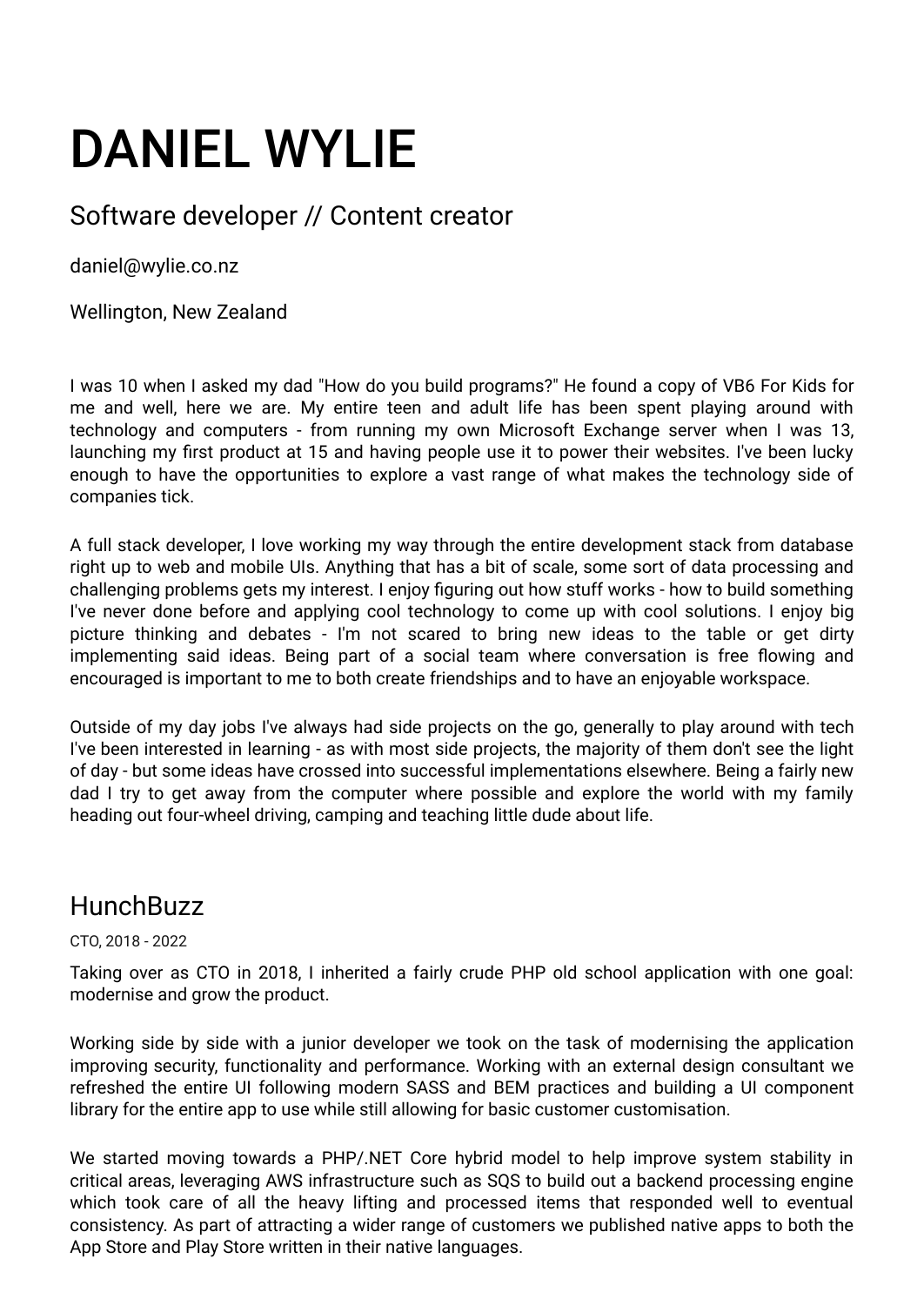# DANIEL WYLIE

## Software developer // Content creator

daniel@wylie.co.nz

Wellington, New Zealand

I was 10 when I asked my dad "How do you build programs?" He found a copy of VB6 For Kids for me and well, here we are. My entire teen and adult life has been spent playing around with technology and computers - from running my own Microsoft Exchange server when I was 13, launching my first product at 15 and having people use it to power their websites. I've been lucky enough to have the opportunities to explore a vast range of what makes the technology side of companies tick.

A full stack developer, I love working my way through the entire development stack from database right up to web and mobile UIs. Anything that has a bit of scale, some sort of data processing and challenging problems gets my interest. I enjoy figuring out how stuff works - how to build something I've never done before and applying cool technology to come up with cool solutions. I enjoy big picture thinking and debates - I'm not scared to bring new ideas to the table or get dirty implementing said ideas. Being part of a social team where conversation is free flowing and encouraged is important to me to both create friendships and to have an enjoyable workspace.

Outside of my day jobs I've always had side projects on the go, generally to play around with tech I've been interested in learning - as with most side projects, the majority of them don't see the light of day - but some ideas have crossed into successful implementations elsewhere. Being a fairly new dad I try to get away from the computer where possible and explore the world with my family heading out four-wheel driving, camping and teaching little dude about life.

## HunchBuzz

CTO, 2018 - 2022

Taking over as CTO in 2018, I inherited a fairly crude PHP old school application with one goal: modernise and grow the product.

Working side by side with a junior developer we took on the task of modernising the application improving security, functionality and performance. Working with an external design consultant we refreshed the entire UI following modern SASS and BEM practices and building a UI component library for the entire app to use while still allowing for basic customer customisation.

We started moving towards a PHP/.NET Core hybrid model to help improve system stability in critical areas, leveraging AWS infrastructure such as SQS to build out a backend processing engine which took care of all the heavy lifting and processed items that responded well to eventual consistency. As part of attracting a wider range of customers we published native apps to both the App Store and Play Store written in their native languages.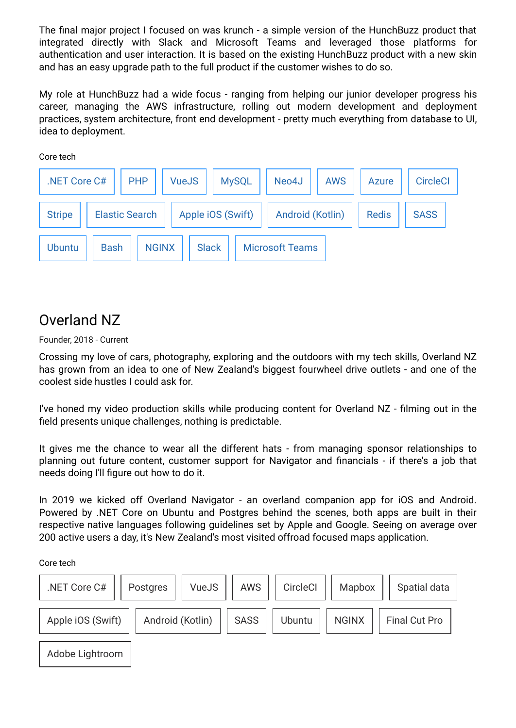The final major project I focused on was krunch - a simple version of the HunchBuzz product that integrated directly with Slack and Microsoft Teams and leveraged those platforms for authentication and user interaction. It is based on the existing HunchBuzz product with a new skin and has an easy upgrade path to the full product if the customer wishes to do so.

My role at HunchBuzz had a wide focus - ranging from helping our junior developer progress his career, managing the AWS infrastructure, rolling out modern development and deployment practices, system architecture, front end development - pretty much everything from database to UI, idea to deployment.

Core tech

.NET Core C# | PHP | VueJS | MySQL | Neo4J | AWS | Azure | CircleCI | Stripe | Elastic Search | Apple iOS (Swift) | Android (Kotlin) | Redis | SASS | Ubuntu | Bash | NGINX | Slack | Microsoft Teams

## Overland NZ

Founder, 2018 - Current

Crossing my love of cars, photography, exploring and the outdoors with my tech skills, Overland NZ has grown from an idea to one of New Zealand's biggest fourwheel drive outlets - and one of the coolest side hustles I could ask for.

I've honed my video production skills while producing content for Overland NZ - filming out in the field presents unique challenges, nothing is predictable.

It gives me the chance to wear all the different hats - from managing sponsor relationships to planning out future content, customer support for Navigator and financials - if there's a job that needs doing I'll figure out how to do it.

In 2019 we kicked off Overland Navigator - an overland companion app for iOS and Android. Powered by .NET Core on Ubuntu and Postgres behind the scenes, both apps are built in their respective native languages following guidelines set by Apple and Google. Seeing on average over 200 active users a day, it's New Zealand's most visited offroad focused maps application.

Core tech

.NET Core C# | Postgres | VueJS | AWS | CircleCI | Mapbox | Spatial data | Apple iOS (Swift) | Android (Kotlin) | SASS | Ubuntu | NGINX | Final Cut Pro | Adobe Lightroom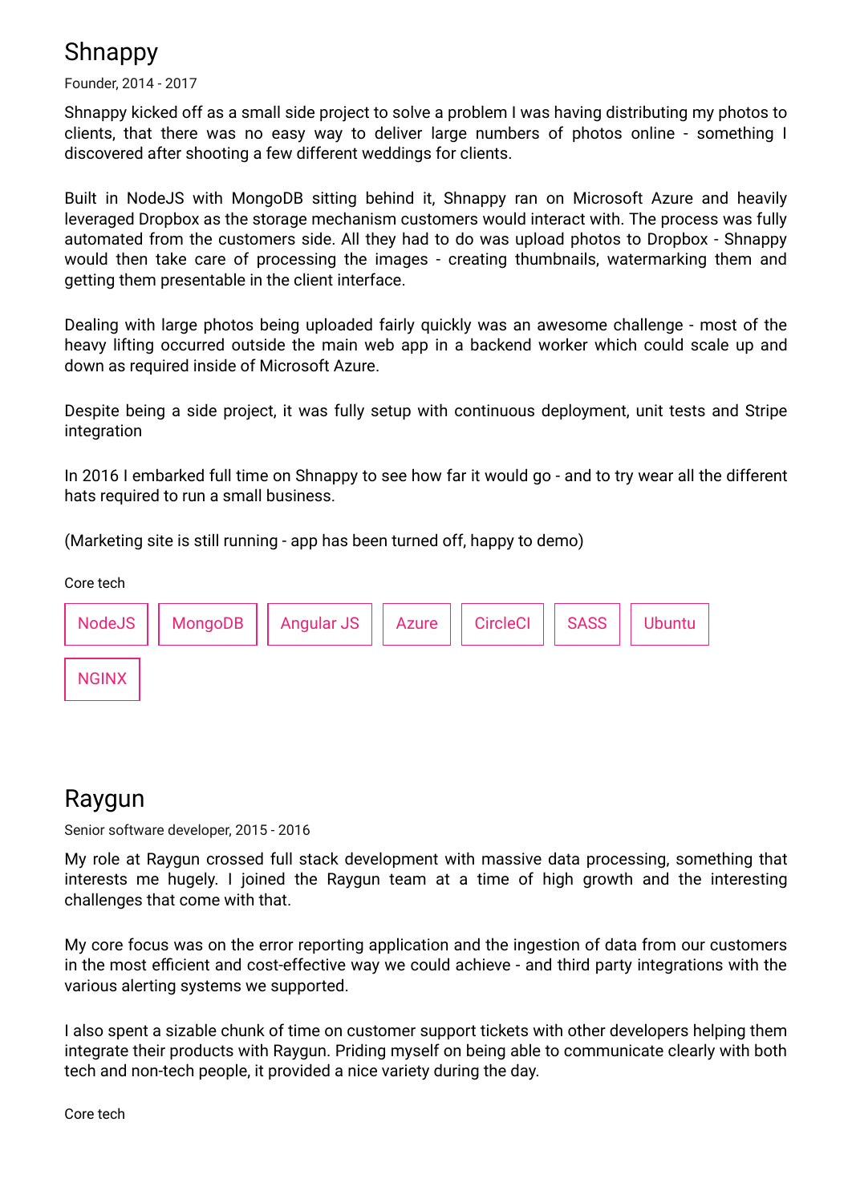## Shnappy

Founder, 2014 - 2017

Shnappy kicked off as a small side project to solve a problem I was having distributing my photos to clients, that there was no easy way to deliver large numbers of photos online - something I discovered after shooting a few different weddings for clients.

Built in NodeJS with MongoDB sitting behind it, Shnappy ran on Microsoft Azure and heavily leveraged Dropbox as the storage mechanism customers would interact with. The process was fully automated from the customers side. All they had to do was upload photos to Dropbox - Shnappy would then take care of processing the images - creating thumbnails, watermarking them and getting them presentable in the client interface.

Dealing with large photos being uploaded fairly quickly was an awesome challenge - most of the heavy lifting occurred outside the main web app in a backend worker which could scale up and down as required inside of Microsoft Azure.

Despite being a side project, it was fully setup with continuous deployment, unit tests and Stripe integration

In 2016 I embarked full time on Shnappy to see how far it would go - and to try wear all the different hats required to run a small business.

(Marketing site is still running - app has been turned off, happy to demo)

Core tech

NodeJS | MongoDB | Angular JS | Azure | CircleCI | SASS | Ubuntu | NGINX

## Raygun

Senior software developer, 2015 - 2016

My role at Raygun crossed full stack development with massive data processing, something that interests me hugely. I joined the Raygun team at a time of high growth and the interesting challenges that come with that.

My core focus was on the error reporting application and the ingestion of data from our customers in the most efficient and cost-effective way we could achieve - and third party integrations with the various alerting systems we supported.

I also spent a sizable chunk of time on customer support tickets with other developers helping them integrate their products with Raygun. Priding myself on being able to communicate clearly with both tech and non-tech people, it provided a nice variety during the day.

Core tech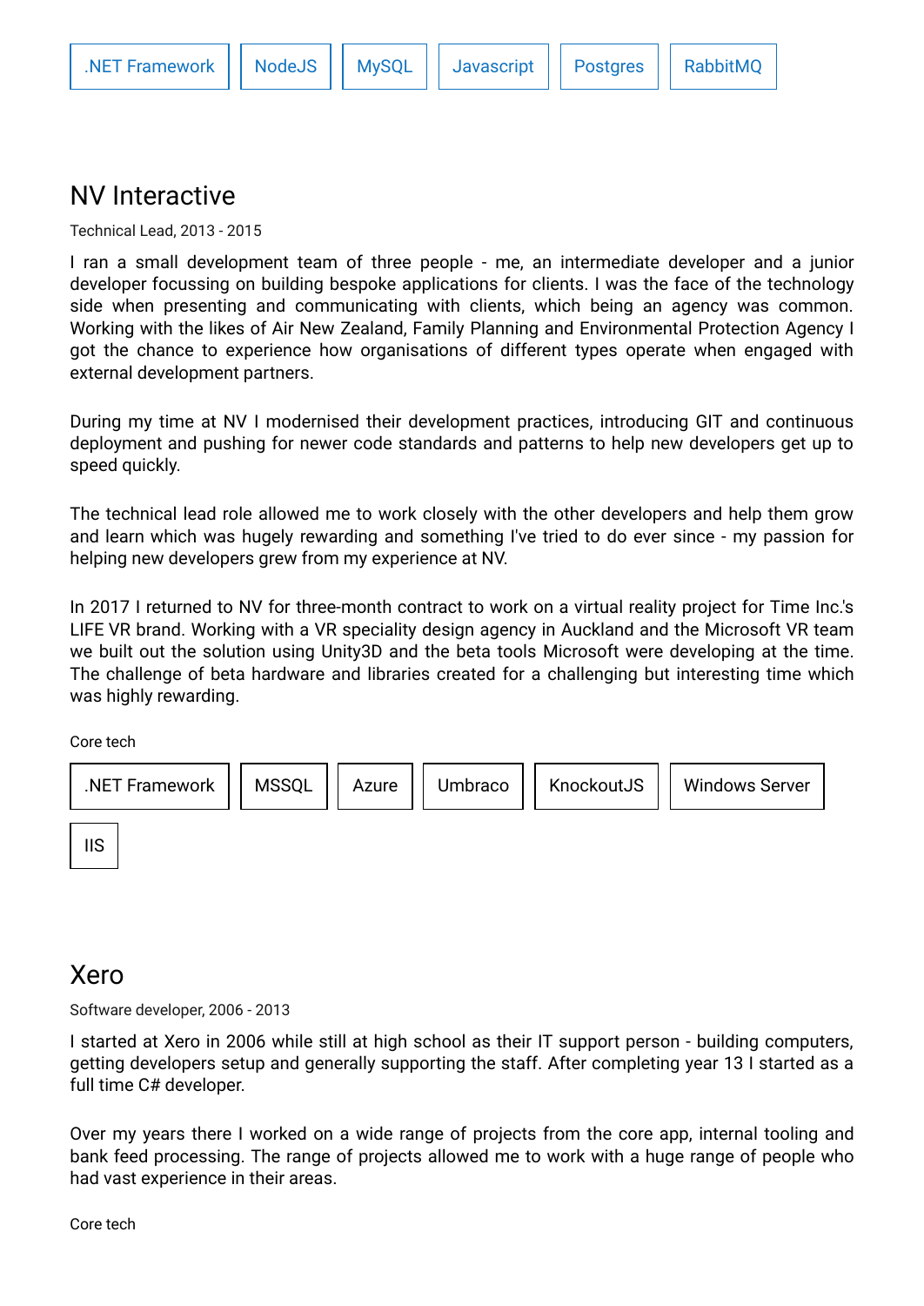.NET Framework | NodeJS | MySQL | Javascript | Postgres | RabbitMQ

## NV Interactive

Technical Lead, 2013 - 2015

I ran a small development team of three people - me, an intermediate developer and a junior developer focussing on building bespoke applications for clients. I was the face of the technology side when presenting and communicating with clients, which being an agency was common. Working with the likes of Air New Zealand, Family Planning and Environmental Protection Agency I got the chance to experience how organisations of different types operate when engaged with external development partners.

During my time at NV I modernised their development practices, introducing GIT and continuous deployment and pushing for newer code standards and patterns to help new developers get up to speed quickly.

The technical lead role allowed me to work closely with the other developers and help them grow and learn which was hugely rewarding and something I've tried to do ever since - my passion for helping new developers grew from my experience at NV.

In 2017 I returned to NV for three-month contract to work on a virtual reality project for Time Inc.'s LIFE VR brand. Working with a VR speciality design agency in Auckland and the Microsoft VR team we built out the solution using Unity3D and the beta tools Microsoft were developing at the time. The challenge of beta hardware and libraries created for a challenging but interesting time which was highly rewarding.

Core tech

.NET Framework | MSSQL | Azure | Umbraco | KnockoutJS | Windows Server | IIS

## Xero

Software developer, 2006 - 2013

I started at Xero in 2006 while still at high school as their IT support person - building computers, getting developers setup and generally supporting the staff. After completing year 13 I started as a full time C# developer.

Over my years there I worked on a wide range of projects from the core app, internal tooling and bank feed processing. The range of projects allowed me to work with a huge range of people who had vast experience in their areas.

Core tech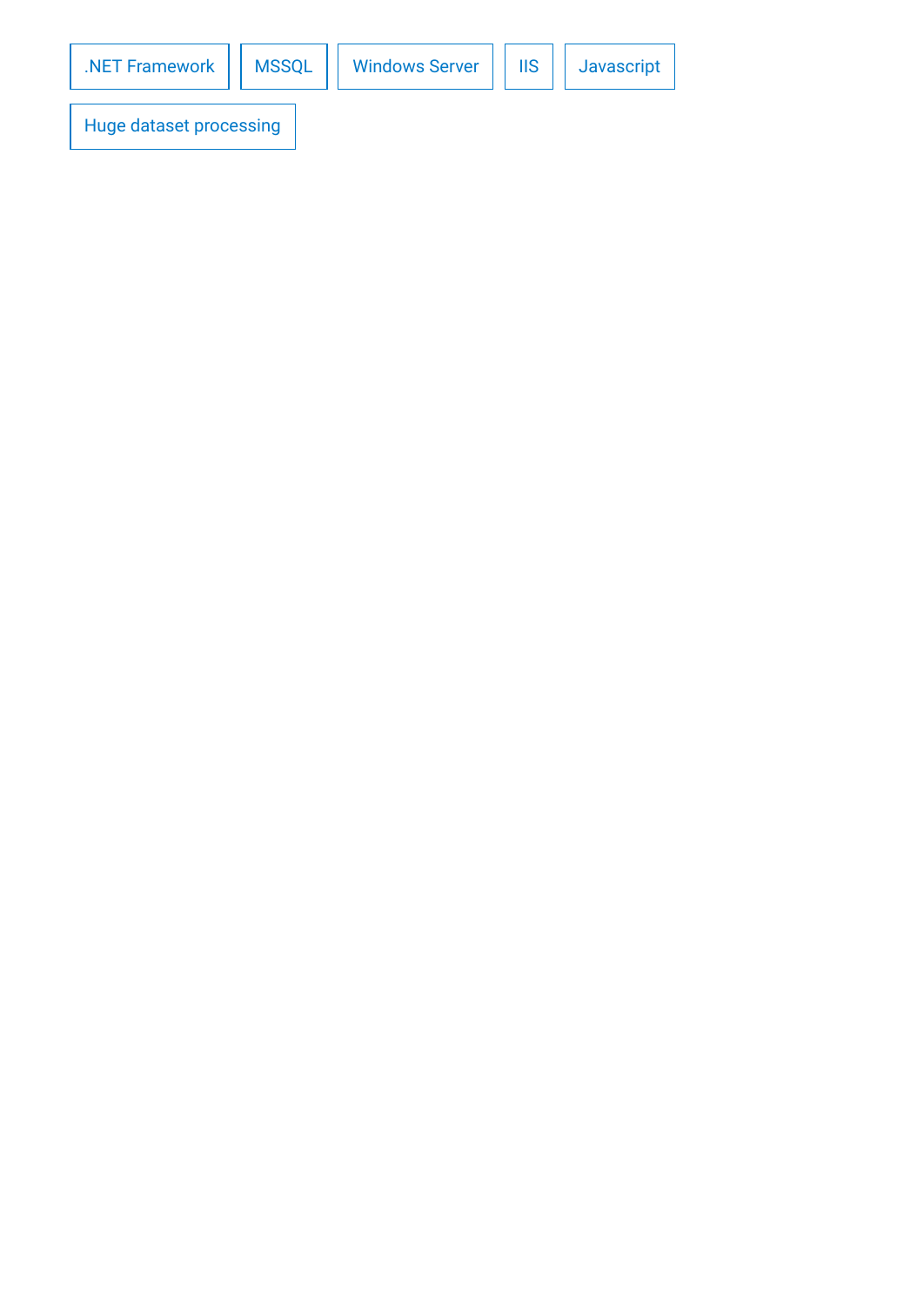.NET Framework | MSSQL | Windows Server | IIS | Javascript | Huge dataset processing